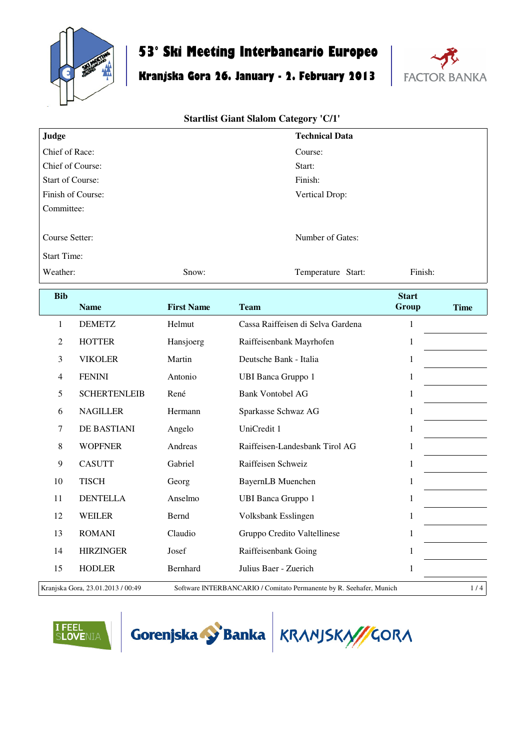# 53° Ski Meeting Interbancario Europeo

## Kranjska Gora 26. January - 2. February 2013

FACTOR BANKA

### Startlist Giant Slalom Category 'C/1'

| **Judge** | | **Technical Data** | |
|---|---|---|---|
| Chief of Race: | | Course: | |
| Chief of Course: | | Start: | |
| Start of Course: | | Finish: | |
| Finish of Course: | | Vertical Drop: | |
| Committee: | | | |
| Course Setter: | | Number of Gates: | |
| Start Time: | | | |
| Weather: | Snow: | Temperature Start: | Finish: |

| Bib | Name | First Name | Team | Start Group | Time |
|---|---|---|---|---|---|
| 1 | DEMETZ | Helmut | Cassa Raiffeisen di Selva Gardena | 1 | |
| 2 | HOTTER | Hansjoerg | Raiffeisenbank Mayrhofen | 1 | |
| 3 | VIKOLER | Martin | Deutsche Bank - Italia | 1 | |
| 4 | FENINI | Antonio | UBI Banca Gruppo 1 | 1 | |
| 5 | SCHERTENLEIB | René | Bank Vontobel AG | 1 | |
| 6 | NAGILLER | Hermann | Sparkasse Schwaz AG | 1 | |
| 7 | DE BASTIANI | Angelo | UniCredit 1 | 1 | |
| 8 | WOPFNER | Andreas | Raiffeisen-Landesbank Tirol AG | 1 | |
| 9 | CASUTT | Gabriel | Raiffeisen Schweiz | 1 | |
| 10 | TISCH | Georg | BayernLB Muenchen | 1 | |
| 11 | DENTELLA | Anselmo | UBI Banca Gruppo 1 | 1 | |
| 12 | WEILER | Bernd | Volksbank Esslingen | 1 | |
| 13 | ROMANI | Claudio | Gruppo Credito Valtellinese | 1 | |
| 14 | HIRZINGER | Josef | Raiffeisenbank Going | 1 | |
| 15 | HODLER | Bernhard | Julius Baer - Zuerich | 1 | |

Kranjska Gora, 23.01.2013 / 00:49 Software INTERBANCARIO / Comitato Permanente by R. Seehafer, Munich

I FEEL SLOVENIA | Gorenjska Banka | KRANJSKA GORA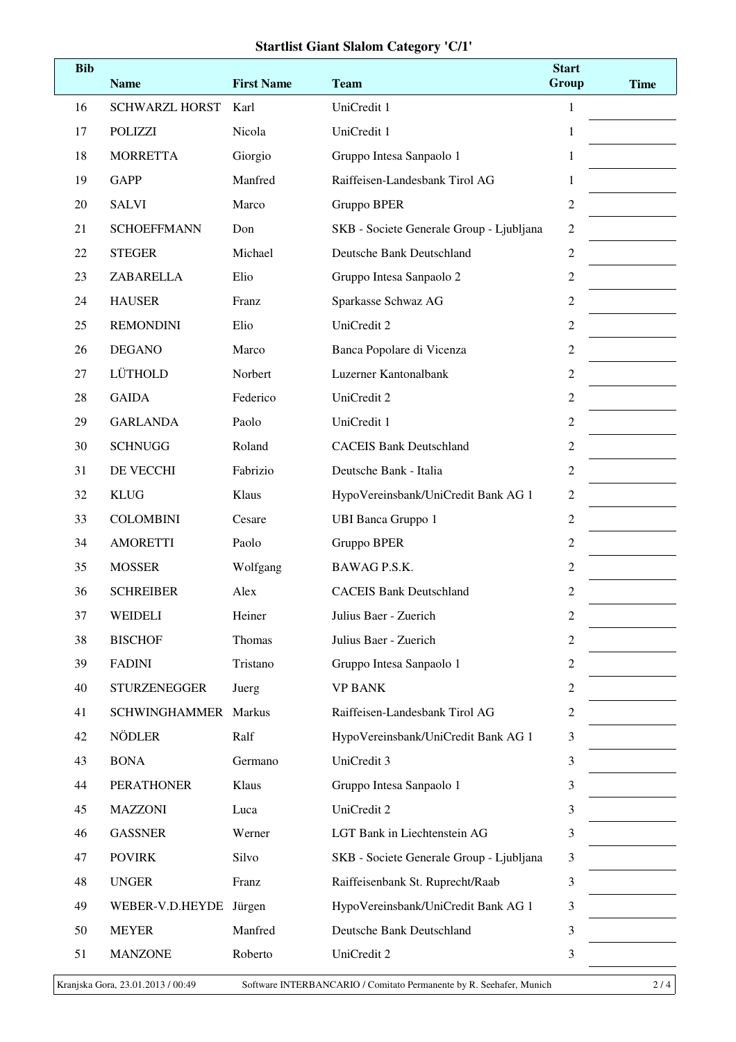# Startlist Giant Slalom Category 'C/1'

| Bib | Name | First Name | Team | Start Group | Time |
|---|---|---|---|---|---|
| 16 | SCHWARZL HORST | Karl | UniCredit 1 | 1 | |
| 17 | POLIZZI | Nicola | UniCredit 1 | 1 | |
| 18 | MORRETTA | Giorgio | Gruppo Intesa Sanpaolo 1 | 1 | |
| 19 | GAPP | Manfred | Raiffeisen-Landesbank Tirol AG | 1 | |
| 20 | SALVI | Marco | Gruppo BPER | 2 | |
| 21 | SCHOEFFMANN | Don | SKB - Societe Generale Group - Ljubljana | 2 | |
| 22 | STEGER | Michael | Deutsche Bank Deutschland | 2 | |
| 23 | ZABARELLA | Elio | Gruppo Intesa Sanpaolo 2 | 2 | |
| 24 | HAUSER | Franz | Sparkasse Schwaz AG | 2 | |
| 25 | REMONDINI | Elio | UniCredit 2 | 2 | |
| 26 | DEGANO | Marco | Banca Popolare di Vicenza | 2 | |
| 27 | LÜTHOLD | Norbert | Luzerner Kantonalbank | 2 | |
| 28 | GAIDA | Federico | UniCredit 2 | 2 | |
| 29 | GARLANDA | Paolo | UniCredit 1 | 2 | |
| 30 | SCHNUGG | Roland | CACEIS Bank Deutschland | 2 | |
| 31 | DE VECCHI | Fabrizio | Deutsche Bank - Italia | 2 | |
| 32 | KLUG | Klaus | HypoVereinsbank/UniCredit Bank AG 1 | 2 | |
| 33 | COLOMBINI | Cesare | UBI Banca Gruppo 1 | 2 | |
| 34 | AMORETTI | Paolo | Gruppo BPER | 2 | |
| 35 | MOSSER | Wolfgang | BAWAG P.S.K. | 2 | |
| 36 | SCHREIBER | Alex | CACEIS Bank Deutschland | 2 | |
| 37 | WEIDELI | Heiner | Julius Baer - Zuerich | 2 | |
| 38 | BISCHOF | Thomas | Julius Baer - Zuerich | 2 | |
| 39 | FADINI | Tristano | Gruppo Intesa Sanpaolo 1 | 2 | |
| 40 | STURZENEGGER | Juerg | VP BANK | 2 | |
| 41 | SCHWINGHAMMER | Markus | Raiffeisen-Landesbank Tirol AG | 2 | |
| 42 | NÖDLER | Ralf | HypoVereinsbank/UniCredit Bank AG 1 | 3 | |
| 43 | BONA | Germano | UniCredit 3 | 3 | |
| 44 | PERATHONER | Klaus | Gruppo Intesa Sanpaolo 1 | 3 | |
| 45 | MAZZONI | Luca | UniCredit 2 | 3 | |
| 46 | GASSNER | Werner | LGT Bank in Liechtenstein AG | 3 | |
| 47 | POVIRK | Silvo | SKB - Societe Generale Group - Ljubljana | 3 | |
| 48 | UNGER | Franz | Raiffeisenbank St. Ruprecht/Raab | 3 | |
| 49 | WEBER-V.D.HEYDE | Jürgen | HypoVereinsbank/UniCredit Bank AG 1 | 3 | |
| 50 | MEYER | Manfred | Deutsche Bank Deutschland | 3 | |
| 51 | MANZONE | Roberto | UniCredit 2 | 3 | |

Kranjska Gora, 23.01.2013 / 00:49 — Software INTERBANCARIO / Comitato Permanente by R. Seehafer, Munich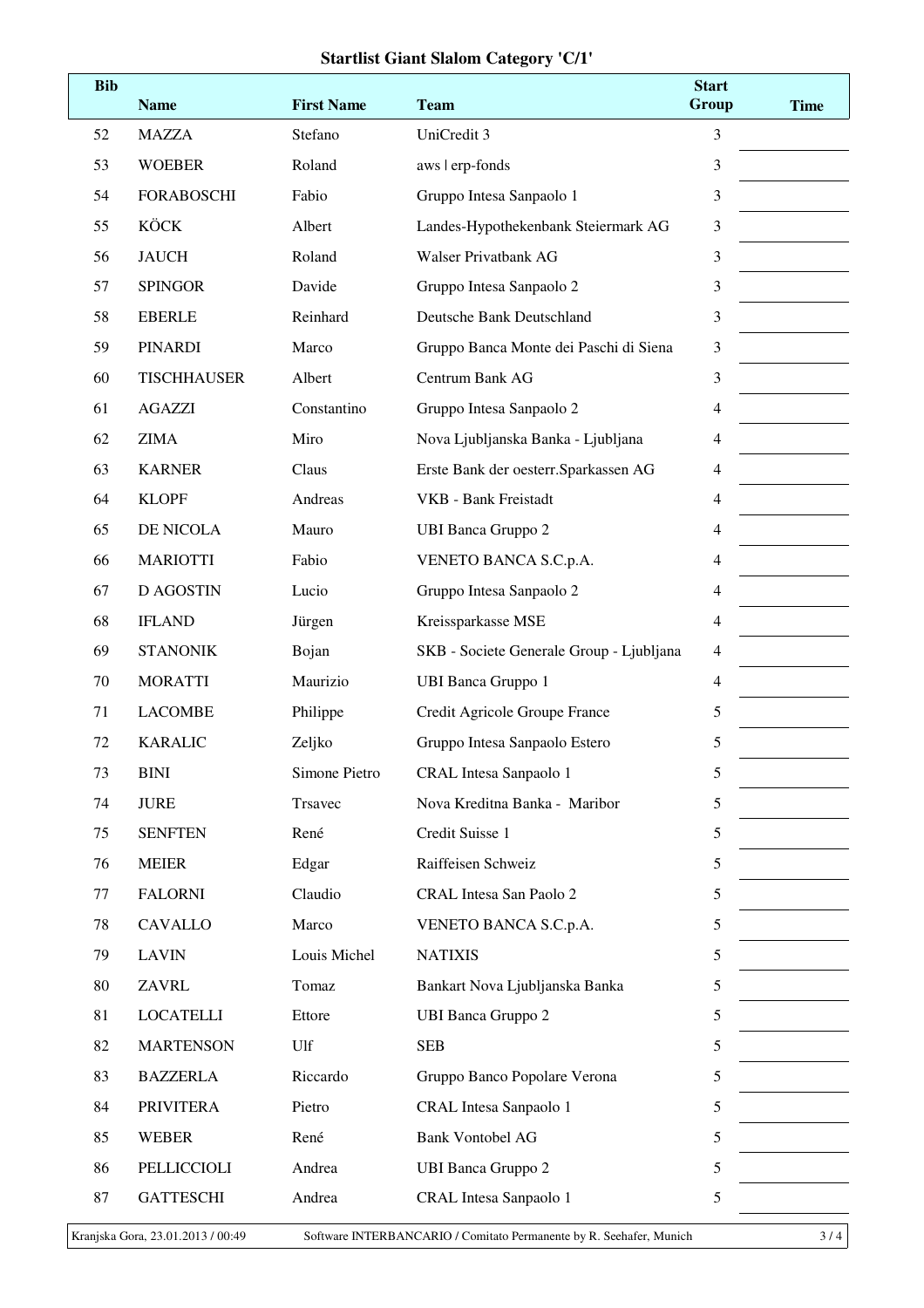# Startlist Giant Slalom Category 'C/1'

| Bib | Name | First Name | Team | Start Group | Time |
|---|---|---|---|---|---|
| 52 | MAZZA | Stefano | UniCredit 3 | 3 | |
| 53 | WOEBER | Roland | aws \| erp-fonds | 3 | |
| 54 | FORABOSCHI | Fabio | Gruppo Intesa Sanpaolo 1 | 3 | |
| 55 | KÖCK | Albert | Landes-Hypothekenbank Steiermark AG | 3 | |
| 56 | JAUCH | Roland | Walser Privatbank AG | 3 | |
| 57 | SPINGOR | Davide | Gruppo Intesa Sanpaolo 2 | 3 | |
| 58 | EBERLE | Reinhard | Deutsche Bank Deutschland | 3 | |
| 59 | PINARDI | Marco | Gruppo Banca Monte dei Paschi di Siena | 3 | |
| 60 | TISCHHAUSER | Albert | Centrum Bank AG | 3 | |
| 61 | AGAZZI | Constantino | Gruppo Intesa Sanpaolo 2 | 4 | |
| 62 | ZIMA | Miro | Nova Ljubljanska Banka - Ljubljana | 4 | |
| 63 | KARNER | Claus | Erste Bank der oesterr.Sparkassen AG | 4 | |
| 64 | KLOPF | Andreas | VKB - Bank Freistadt | 4 | |
| 65 | DE NICOLA | Mauro | UBI Banca Gruppo 2 | 4 | |
| 66 | MARIOTTI | Fabio | VENETO BANCA S.C.p.A. | 4 | |
| 67 | D AGOSTIN | Lucio | Gruppo Intesa Sanpaolo 2 | 4 | |
| 68 | IFLAND | Jürgen | Kreissparkasse MSE | 4 | |
| 69 | STANONIK | Bojan | SKB - Societe Generale Group - Ljubljana | 4 | |
| 70 | MORATTI | Maurizio | UBI Banca Gruppo 1 | 4 | |
| 71 | LACOMBE | Philippe | Credit Agricole Groupe France | 5 | |
| 72 | KARALIC | Zeljko | Gruppo Intesa Sanpaolo Estero | 5 | |
| 73 | BINI | Simone Pietro | CRAL Intesa Sanpaolo 1 | 5 | |
| 74 | JURE | Trsavec | Nova Kreditna Banka - Maribor | 5 | |
| 75 | SENFTEN | René | Credit Suisse 1 | 5 | |
| 76 | MEIER | Edgar | Raiffeisen Schweiz | 5 | |
| 77 | FALORNI | Claudio | CRAL Intesa San Paolo 2 | 5 | |
| 78 | CAVALLO | Marco | VENETO BANCA S.C.p.A. | 5 | |
| 79 | LAVIN | Louis Michel | NATIXIS | 5 | |
| 80 | ZAVRL | Tomaz | Bankart Nova Ljubljanska Banka | 5 | |
| 81 | LOCATELLI | Ettore | UBI Banca Gruppo 2 | 5 | |
| 82 | MARTENSON | Ulf | SEB | 5 | |
| 83 | BAZZERLA | Riccardo | Gruppo Banco Popolare Verona | 5 | |
| 84 | PRIVITERA | Pietro | CRAL Intesa Sanpaolo 1 | 5 | |
| 85 | WEBER | René | Bank Vontobel AG | 5 | |
| 86 | PELLICCIOLI | Andrea | UBI Banca Gruppo 2 | 5 | |
| 87 | GATTESCHI | Andrea | CRAL Intesa Sanpaolo 1 | 5 | |

Kranjska Gora, 23.01.2013 / 00:49 Software INTERBANCARIO / Comitato Permanente by R. Seehafer, Munich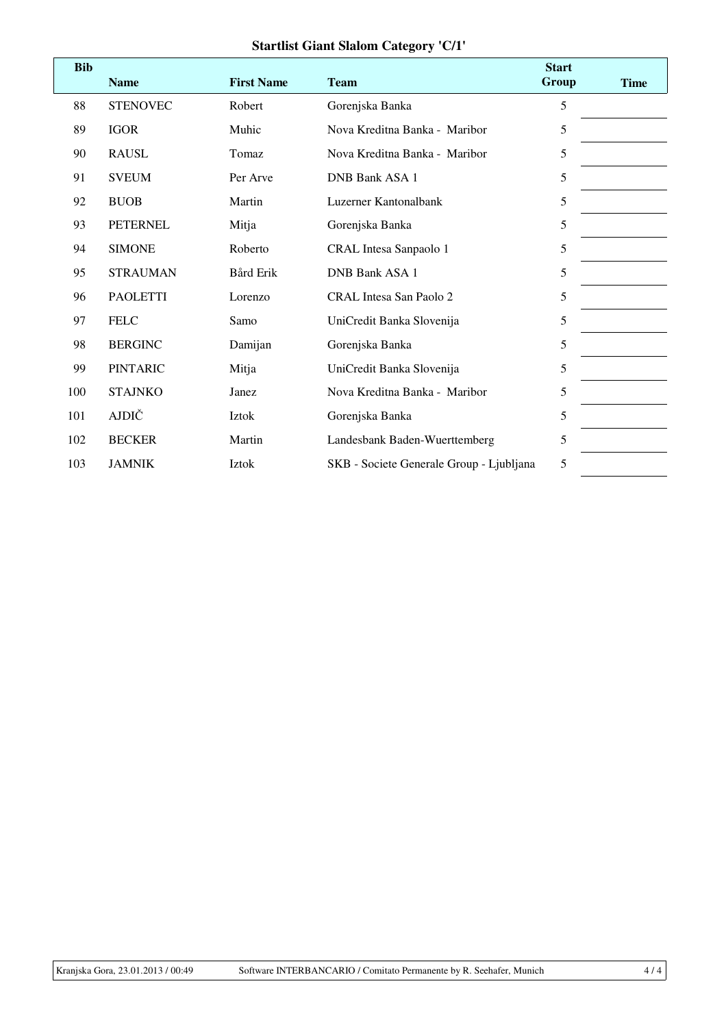**Startlist Giant Slalom Category 'C/1'**

| Bib | Name | First Name | Team | Start Group | Time |
|---|---|---|---|---|---|
| 88 | STENOVEC | Robert | Gorenjska Banka | 5 | |
| 89 | IGOR | Muhic | Nova Kreditna Banka - Maribor | 5 | |
| 90 | RAUSL | Tomaz | Nova Kreditna Banka - Maribor | 5 | |
| 91 | SVEUM | Per Arve | DNB Bank ASA 1 | 5 | |
| 92 | BUOB | Martin | Luzerner Kantonalbank | 5 | |
| 93 | PETERNEL | Mitja | Gorenjska Banka | 5 | |
| 94 | SIMONE | Roberto | CRAL Intesa Sanpaolo 1 | 5 | |
| 95 | STRAUMAN | Bård Erik | DNB Bank ASA 1 | 5 | |
| 96 | PAOLETTI | Lorenzo | CRAL Intesa San Paolo 2 | 5 | |
| 97 | FELC | Samo | UniCredit Banka Slovenija | 5 | |
| 98 | BERGINC | Damijan | Gorenjska Banka | 5 | |
| 99 | PINTARIC | Mitja | UniCredit Banka Slovenija | 5 | |
| 100 | STAJNKO | Janez | Nova Kreditna Banka - Maribor | 5 | |
| 101 | AJDIČ | Iztok | Gorenjska Banka | 5 | |
| 102 | BECKER | Martin | Landesbank Baden-Wuerttemberg | 5 | |
| 103 | JAMNIK | Iztok | SKB - Societe Generale Group - Ljubljana | 5 | |

Kranjska Gora, 23.01.2013 / 00:49 Software INTERBANCARIO / Comitato Permanente by R. Seehafer, Munich